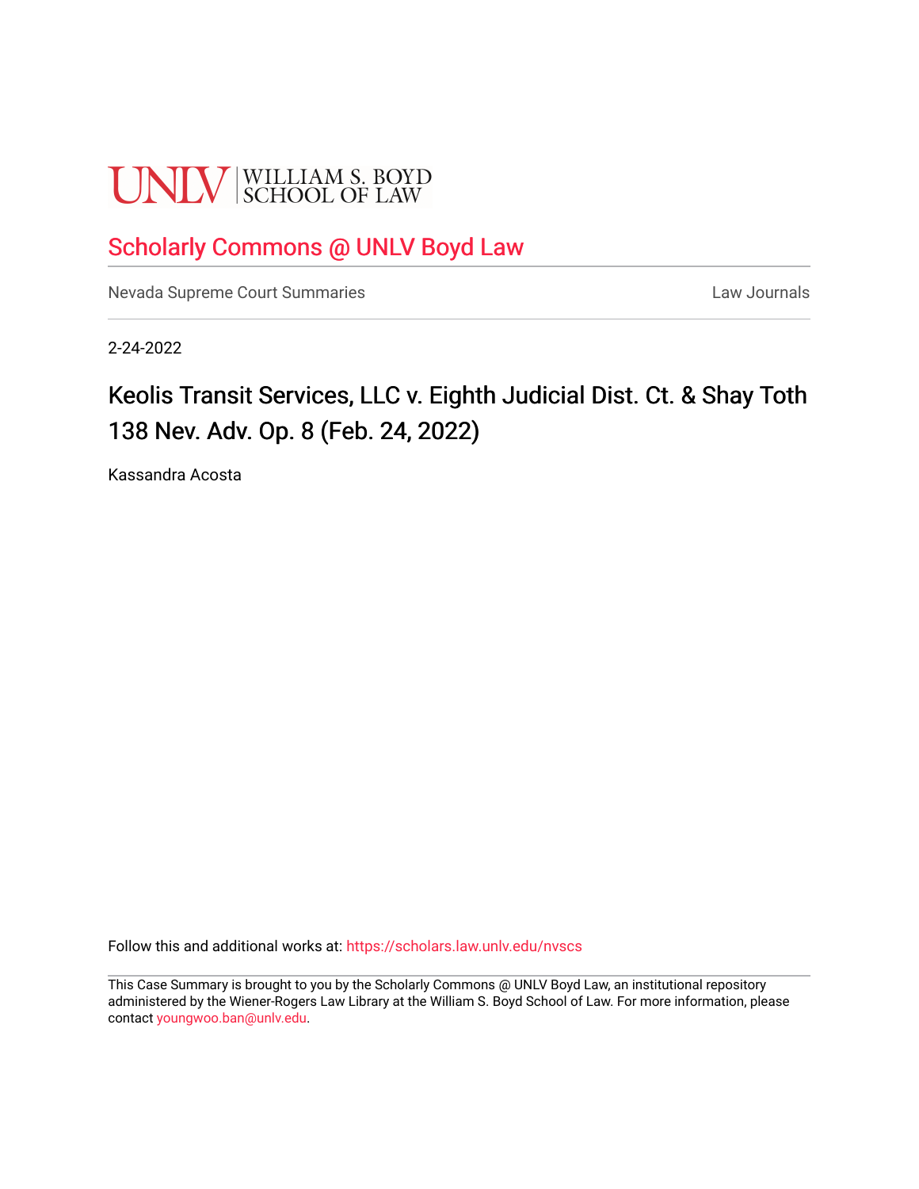UNLV | WILLIAM S. BOYD SCHOOL OF LAW

## Scholarly Commons @ UNLV Boyd Law

Nevada Supreme Court Summaries | Law Journals

2-24-2022

# Keolis Transit Services, LLC v. Eighth Judicial Dist. Ct. & Shay Toth 138 Nev. Adv. Op. 8 (Feb. 24, 2022)

Kassandra Acosta

Follow this and additional works at: https://scholars.law.unlv.edu/nvscs

This Case Summary is brought to you by the Scholarly Commons @ UNLV Boyd Law, an institutional repository administered by the Wiener-Rogers Law Library at the William S. Boyd School of Law. For more information, please contact youngwoo.ban@unlv.edu.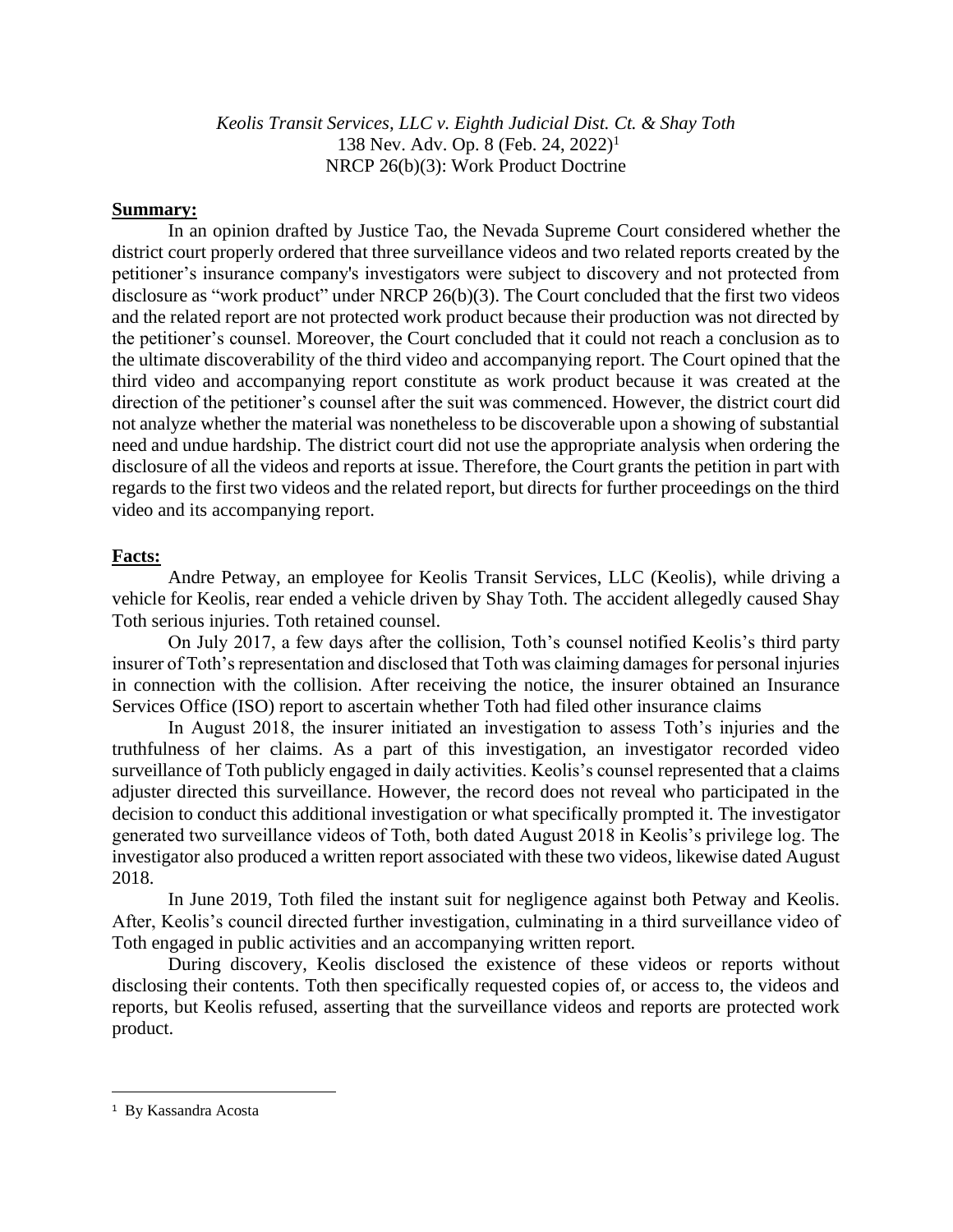*Keolis Transit Services, LLC v. Eighth Judicial Dist. Ct. & Shay Toth*
138 Nev. Adv. Op. 8 (Feb. 24, 2022)[1]
NRCP 26(b)(3): Work Product Doctrine

**Summary:**

In an opinion drafted by Justice Tao, the Nevada Supreme Court considered whether the district court properly ordered that three surveillance videos and two related reports created by the petitioner's insurance company's investigators were subject to discovery and not protected from disclosure as "work product" under NRCP 26(b)(3). The Court concluded that the first two videos and the related report are not protected work product because their production was not directed by the petitioner's counsel. Moreover, the Court concluded that it could not reach a conclusion as to the ultimate discoverability of the third video and accompanying report. The Court opined that the third video and accompanying report constitute as work product because it was created at the direction of the petitioner's counsel after the suit was commenced. However, the district court did not analyze whether the material was nonetheless to be discoverable upon a showing of substantial need and undue hardship. The district court did not use the appropriate analysis when ordering the disclosure of all the videos and reports at issue. Therefore, the Court grants the petition in part with regards to the first two videos and the related report, but directs for further proceedings on the third video and its accompanying report.

**Facts:**

Andre Petway, an employee for Keolis Transit Services, LLC (Keolis), while driving a vehicle for Keolis, rear ended a vehicle driven by Shay Toth. The accident allegedly caused Shay Toth serious injuries. Toth retained counsel.

On July 2017, a few days after the collision, Toth's counsel notified Keolis's third party insurer of Toth's representation and disclosed that Toth was claiming damages for personal injuries in connection with the collision. After receiving the notice, the insurer obtained an Insurance Services Office (ISO) report to ascertain whether Toth had filed other insurance claims

In August 2018, the insurer initiated an investigation to assess Toth's injuries and the truthfulness of her claims. As a part of this investigation, an investigator recorded video surveillance of Toth publicly engaged in daily activities. Keolis's counsel represented that a claims adjuster directed this surveillance. However, the record does not reveal who participated in the decision to conduct this additional investigation or what specifically prompted it. The investigator generated two surveillance videos of Toth, both dated August 2018 in Keolis's privilege log. The investigator also produced a written report associated with these two videos, likewise dated August 2018.

In June 2019, Toth filed the instant suit for negligence against both Petway and Keolis. After, Keolis's council directed further investigation, culminating in a third surveillance video of Toth engaged in public activities and an accompanying written report.

During discovery, Keolis disclosed the existence of these videos or reports without disclosing their contents. Toth then specifically requested copies of, or access to, the videos and reports, but Keolis refused, asserting that the surveillance videos and reports are protected work product.

[1] By Kassandra Acosta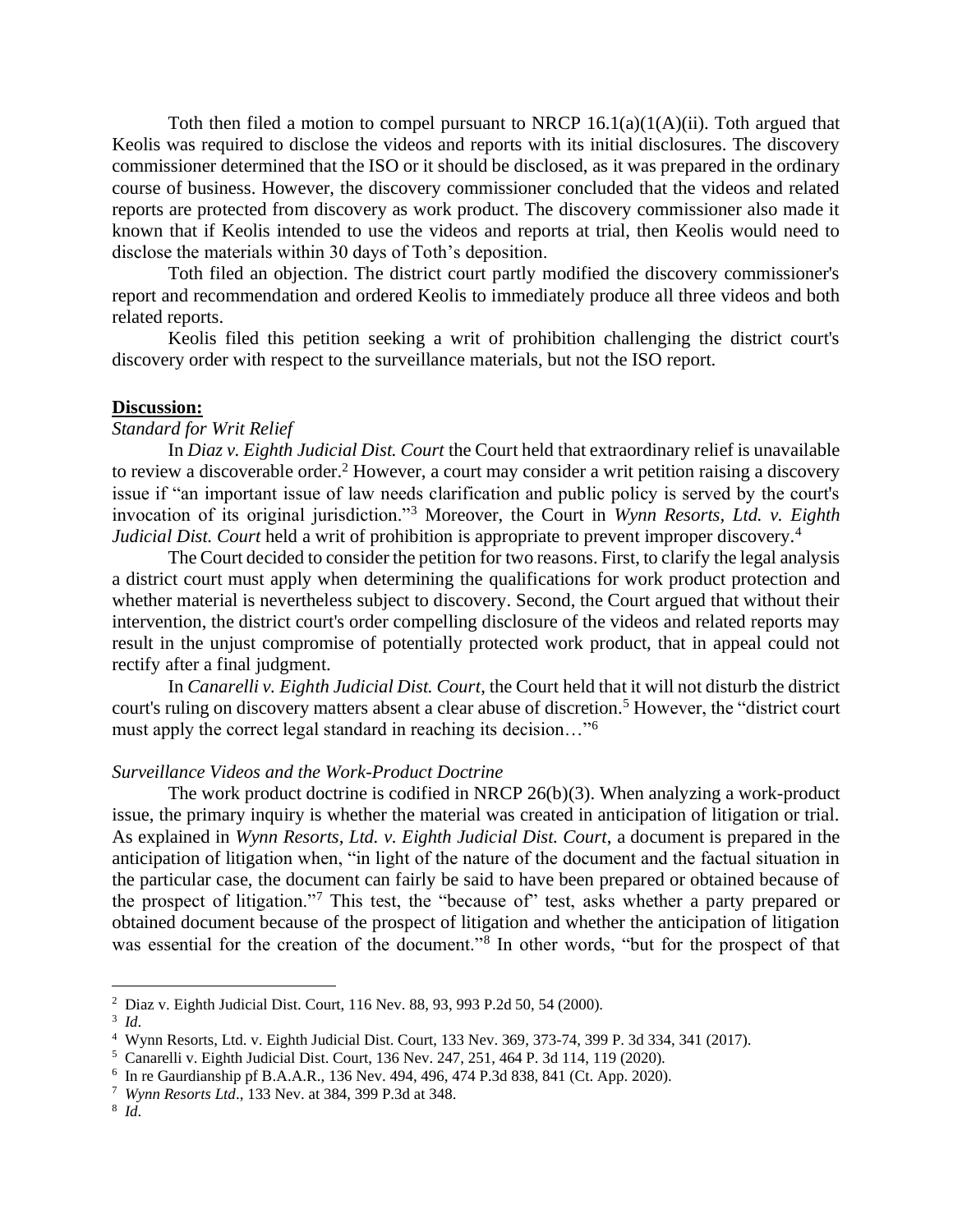Toth then filed a motion to compel pursuant to NRCP 16.1(a)(1(A)(ii). Toth argued that Keolis was required to disclose the videos and reports with its initial disclosures. The discovery commissioner determined that the ISO or it should be disclosed, as it was prepared in the ordinary course of business. However, the discovery commissioner concluded that the videos and related reports are protected from discovery as work product. The discovery commissioner also made it known that if Keolis intended to use the videos and reports at trial, then Keolis would need to disclose the materials within 30 days of Toth's deposition.

Toth filed an objection. The district court partly modified the discovery commissioner's report and recommendation and ordered Keolis to immediately produce all three videos and both related reports.

Keolis filed this petition seeking a writ of prohibition challenging the district court's discovery order with respect to the surveillance materials, but not the ISO report.

**Discussion:**

*Standard for Writ Relief*

In *Diaz v. Eighth Judicial Dist. Court* the Court held that extraordinary relief is unavailable to review a discoverable order.[2] However, a court may consider a writ petition raising a discovery issue if "an important issue of law needs clarification and public policy is served by the court's invocation of its original jurisdiction."[3] Moreover, the Court in *Wynn Resorts, Ltd. v. Eighth Judicial Dist. Court* held a writ of prohibition is appropriate to prevent improper discovery.[4]

The Court decided to consider the petition for two reasons. First, to clarify the legal analysis a district court must apply when determining the qualifications for work product protection and whether material is nevertheless subject to discovery. Second, the Court argued that without their intervention, the district court's order compelling disclosure of the videos and related reports may result in the unjust compromise of potentially protected work product, that in appeal could not rectify after a final judgment.

In *Canarelli v. Eighth Judicial Dist. Court*, the Court held that it will not disturb the district court's ruling on discovery matters absent a clear abuse of discretion.[5] However, the "district court must apply the correct legal standard in reaching its decision…"[6]

*Surveillance Videos and the Work-Product Doctrine*

The work product doctrine is codified in NRCP 26(b)(3). When analyzing a work-product issue, the primary inquiry is whether the material was created in anticipation of litigation or trial. As explained in *Wynn Resorts, Ltd. v. Eighth Judicial Dist. Court*, a document is prepared in the anticipation of litigation when, "in light of the nature of the document and the factual situation in the particular case, the document can fairly be said to have been prepared or obtained because of the prospect of litigation."[7] This test, the "because of" test, asks whether a party prepared or obtained document because of the prospect of litigation and whether the anticipation of litigation was essential for the creation of the document."[8] In other words, "but for the prospect of that

---

[2] Diaz v. Eighth Judicial Dist. Court, 116 Nev. 88, 93, 993 P.2d 50, 54 (2000).

[3] *Id*.

[4] Wynn Resorts, Ltd. v. Eighth Judicial Dist. Court, 133 Nev. 369, 373-74, 399 P. 3d 334, 341 (2017).

[5] Canarelli v. Eighth Judicial Dist. Court, 136 Nev. 247, 251, 464 P. 3d 114, 119 (2020).

[6] In re Gaurdianship pf B.A.A.R., 136 Nev. 494, 496, 474 P.3d 838, 841 (Ct. App. 2020).

[7] *Wynn Resorts Ltd*., 133 Nev. at 384, 399 P.3d at 348.

[8] *Id*.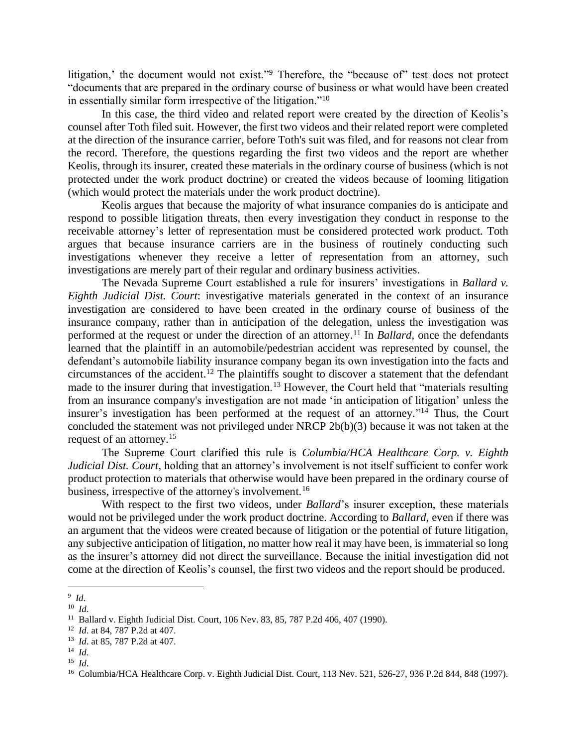litigation,' the document would not exist."[9] Therefore, the "because of" test does not protect "documents that are prepared in the ordinary course of business or what would have been created in essentially similar form irrespective of the litigation."[10]

In this case, the third video and related report were created by the direction of Keolis's counsel after Toth filed suit. However, the first two videos and their related report were completed at the direction of the insurance carrier, before Toth's suit was filed, and for reasons not clear from the record. Therefore, the questions regarding the first two videos and the report are whether Keolis, through its insurer, created these materials in the ordinary course of business (which is not protected under the work product doctrine) or created the videos because of looming litigation (which would protect the materials under the work product doctrine).

Keolis argues that because the majority of what insurance companies do is anticipate and respond to possible litigation threats, then every investigation they conduct in response to the receivable attorney's letter of representation must be considered protected work product. Toth argues that because insurance carriers are in the business of routinely conducting such investigations whenever they receive a letter of representation from an attorney, such investigations are merely part of their regular and ordinary business activities.

The Nevada Supreme Court established a rule for insurers' investigations in *Ballard v. Eighth Judicial Dist. Court*: investigative materials generated in the context of an insurance investigation are considered to have been created in the ordinary course of business of the insurance company, rather than in anticipation of the delegation, unless the investigation was performed at the request or under the direction of an attorney.[11] In *Ballard*, once the defendants learned that the plaintiff in an automobile/pedestrian accident was represented by counsel, the defendant's automobile liability insurance company began its own investigation into the facts and circumstances of the accident.[12] The plaintiffs sought to discover a statement that the defendant made to the insurer during that investigation.[13] However, the Court held that "materials resulting from an insurance company's investigation are not made 'in anticipation of litigation' unless the insurer's investigation has been performed at the request of an attorney."[14] Thus, the Court concluded the statement was not privileged under NRCP 2b(b)(3) because it was not taken at the request of an attorney.[15]

The Supreme Court clarified this rule is *Columbia/HCA Healthcare Corp. v. Eighth Judicial Dist. Court*, holding that an attorney's involvement is not itself sufficient to confer work product protection to materials that otherwise would have been prepared in the ordinary course of business, irrespective of the attorney's involvement.[16]

With respect to the first two videos, under *Ballard*'s insurer exception, these materials would not be privileged under the work product doctrine. According to *Ballard*, even if there was an argument that the videos were created because of litigation or the potential of future litigation, any subjective anticipation of litigation, no matter how real it may have been, is immaterial so long as the insurer's attorney did not direct the surveillance. Because the initial investigation did not come at the direction of Keolis's counsel, the first two videos and the report should be produced.

---

[9] *Id*.

[10] *Id*.

[11] Ballard v. Eighth Judicial Dist. Court, 106 Nev. 83, 85, 787 P.2d 406, 407 (1990).

[12] *Id*. at 84, 787 P.2d at 407.

[13] *Id*. at 85, 787 P.2d at 407.

[14] *Id*.

[15] *Id*.

[16] Columbia/HCA Healthcare Corp. v. Eighth Judicial Dist. Court, 113 Nev. 521, 526-27, 936 P.2d 844, 848 (1997).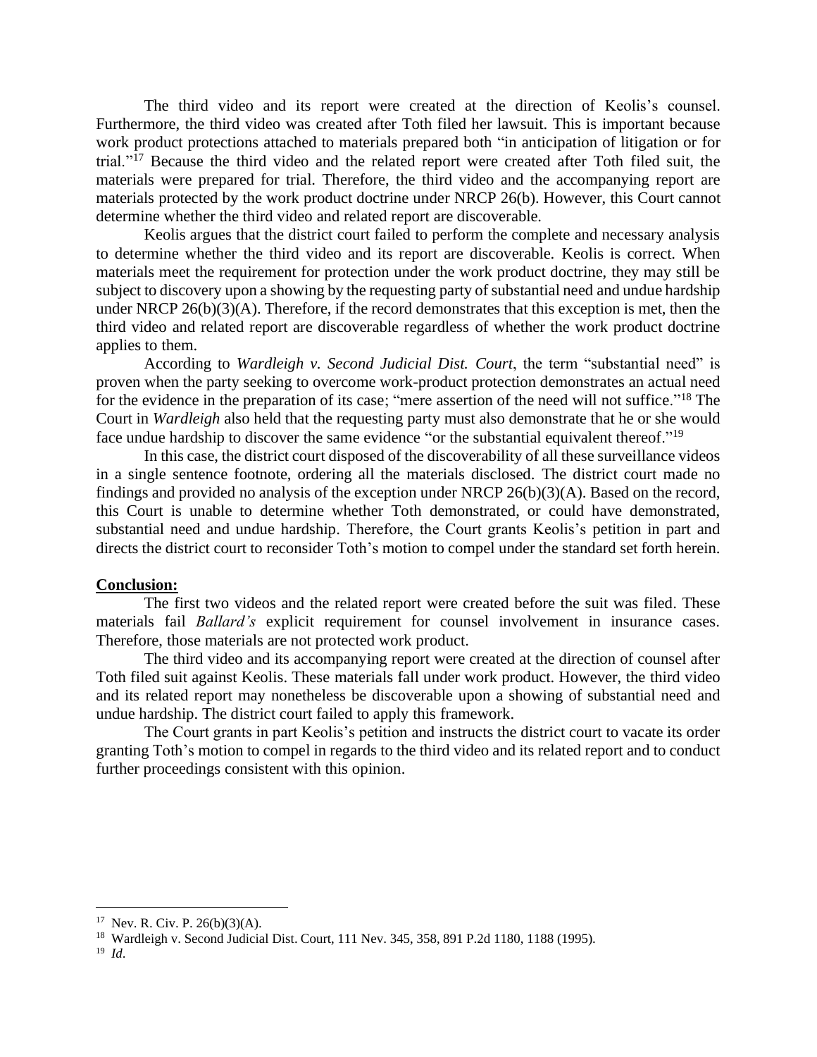The third video and its report were created at the direction of Keolis's counsel. Furthermore, the third video was created after Toth filed her lawsuit. This is important because work product protections attached to materials prepared both "in anticipation of litigation or for trial."[17] Because the third video and the related report were created after Toth filed suit, the materials were prepared for trial. Therefore, the third video and the accompanying report are materials protected by the work product doctrine under NRCP 26(b). However, this Court cannot determine whether the third video and related report are discoverable.

Keolis argues that the district court failed to perform the complete and necessary analysis to determine whether the third video and its report are discoverable. Keolis is correct. When materials meet the requirement for protection under the work product doctrine, they may still be subject to discovery upon a showing by the requesting party of substantial need and undue hardship under NRCP 26(b)(3)(A). Therefore, if the record demonstrates that this exception is met, then the third video and related report are discoverable regardless of whether the work product doctrine applies to them.

According to *Wardleigh v. Second Judicial Dist. Court*, the term "substantial need" is proven when the party seeking to overcome work-product protection demonstrates an actual need for the evidence in the preparation of its case; "mere assertion of the need will not suffice."[18] The Court in *Wardleigh* also held that the requesting party must also demonstrate that he or she would face undue hardship to discover the same evidence "or the substantial equivalent thereof."[19]

In this case, the district court disposed of the discoverability of all these surveillance videos in a single sentence footnote, ordering all the materials disclosed. The district court made no findings and provided no analysis of the exception under NRCP 26(b)(3)(A). Based on the record, this Court is unable to determine whether Toth demonstrated, or could have demonstrated, substantial need and undue hardship. Therefore, the Court grants Keolis's petition in part and directs the district court to reconsider Toth's motion to compel under the standard set forth herein.

**Conclusion:**

The first two videos and the related report were created before the suit was filed. These materials fail *Ballard's* explicit requirement for counsel involvement in insurance cases. Therefore, those materials are not protected work product.

The third video and its accompanying report were created at the direction of counsel after Toth filed suit against Keolis. These materials fall under work product. However, the third video and its related report may nonetheless be discoverable upon a showing of substantial need and undue hardship. The district court failed to apply this framework.

The Court grants in part Keolis's petition and instructs the district court to vacate its order granting Toth's motion to compel in regards to the third video and its related report and to conduct further proceedings consistent with this opinion.

---

[17] Nev. R. Civ. P. 26(b)(3)(A).

[18] Wardleigh v. Second Judicial Dist. Court, 111 Nev. 345, 358, 891 P.2d 1180, 1188 (1995).

[19] *Id*.